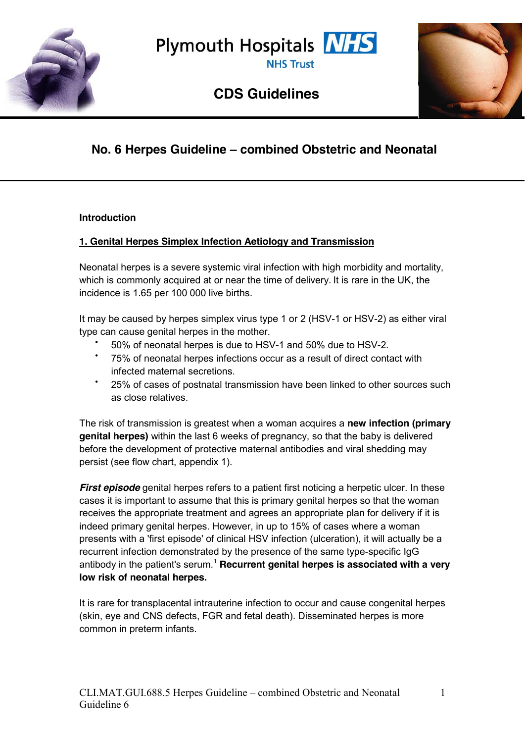Plymouth Hospitals NHS Trust

CDS Guidelines

# No. 6 Herpes Guideline – combined Obstetric and Neonatal

## Introduction

### 1. Genital Herpes Simplex Infection Aetiology and Transmission

Neonatal herpes is a severe systemic viral infection with high morbidity and mortality, which is commonly acquired at or near the time of delivery. It is rare in the UK, the incidence is 1.65 per 100 000 live births.

It may be caused by herpes simplex virus type 1 or 2 (HSV-1 or HSV-2) as either viral type can cause genital herpes in the mother.

- 50% of neonatal herpes is due to HSV-1 and 50% due to HSV-2.
- 75% of neonatal herpes infections occur as a result of direct contact with infected maternal secretions.
- 25% of cases of postnatal transmission have been linked to other sources such as close relatives.

The risk of transmission is greatest when a woman acquires a **new infection (primary genital herpes)** within the last 6 weeks of pregnancy, so that the baby is delivered before the development of protective maternal antibodies and viral shedding may persist (see flow chart, appendix 1).

***First episode*** genital herpes refers to a patient first noticing a herpetic ulcer. In these cases it is important to assume that this is primary genital herpes so that the woman receives the appropriate treatment and agrees an appropriate plan for delivery if it is indeed primary genital herpes. However, in up to 15% of cases where a woman presents with a 'first episode' of clinical HSV infection (ulceration), it will actually be a recurrent infection demonstrated by the presence of the same type-specific IgG antibody in the patient's serum.[1] **Recurrent genital herpes is associated with a very low risk of neonatal herpes.**

It is rare for transplacental intrauterine infection to occur and cause congenital herpes (skin, eye and CNS defects, FGR and fetal death). Disseminated herpes is more common in preterm infants.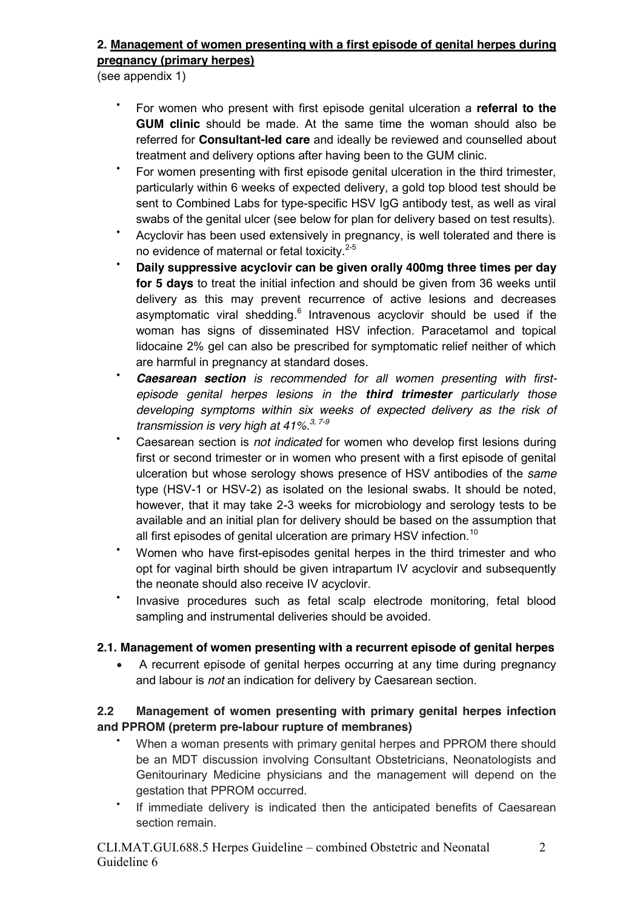## 2. Management of women presenting with a first episode of genital herpes during pregnancy (primary herpes)

(see appendix 1)

- For women who present with first episode genital ulceration a **referral to the GUM clinic** should be made. At the same time the woman should also be referred for **Consultant-led care** and ideally be reviewed and counselled about treatment and delivery options after having been to the GUM clinic.
- For women presenting with first episode genital ulceration in the third trimester, particularly within 6 weeks of expected delivery, a gold top blood test should be sent to Combined Labs for type-specific HSV IgG antibody test, as well as viral swabs of the genital ulcer (see below for plan for delivery based on test results).
- Acyclovir has been used extensively in pregnancy, is well tolerated and there is no evidence of maternal or fetal toxicity.[2-5]
- **Daily suppressive acyclovir can be given orally 400mg three times per day for 5 days** to treat the initial infection and should be given from 36 weeks until delivery as this may prevent recurrence of active lesions and decreases asymptomatic viral shedding.[6] Intravenous acyclovir should be used if the woman has signs of disseminated HSV infection. Paracetamol and topical lidocaine 2% gel can also be prescribed for symptomatic relief neither of which are harmful in pregnancy at standard doses.
- ***Caesarean section*** *is recommended for all women presenting with first-episode genital herpes lesions in the* ***third trimester*** *particularly those developing symptoms within six weeks of expected delivery as the risk of transmission is very high at 41%.*[3, 7-9]
- Caesarean section is *not indicated* for women who develop first lesions during first or second trimester or in women who present with a first episode of genital ulceration but whose serology shows presence of HSV antibodies of the *same* type (HSV-1 or HSV-2) as isolated on the lesional swabs. It should be noted, however, that it may take 2-3 weeks for microbiology and serology tests to be available and an initial plan for delivery should be based on the assumption that all first episodes of genital ulceration are primary HSV infection.[10]
- Women who have first-episodes genital herpes in the third trimester and who opt for vaginal birth should be given intrapartum IV acyclovir and subsequently the neonate should also receive IV acyclovir.
- Invasive procedures such as fetal scalp electrode monitoring, fetal blood sampling and instrumental deliveries should be avoided.

### 2.1. Management of women presenting with a recurrent episode of genital herpes

- A recurrent episode of genital herpes occurring at any time during pregnancy and labour is *not* an indication for delivery by Caesarean section.

### 2.2 Management of women presenting with primary genital herpes infection and PPROM (preterm pre-labour rupture of membranes)

- When a woman presents with primary genital herpes and PPROM there should be an MDT discussion involving Consultant Obstetricians, Neonatologists and Genitourinary Medicine physicians and the management will depend on the gestation that PPROM occurred.
- If immediate delivery is indicated then the anticipated benefits of Caesarean section remain.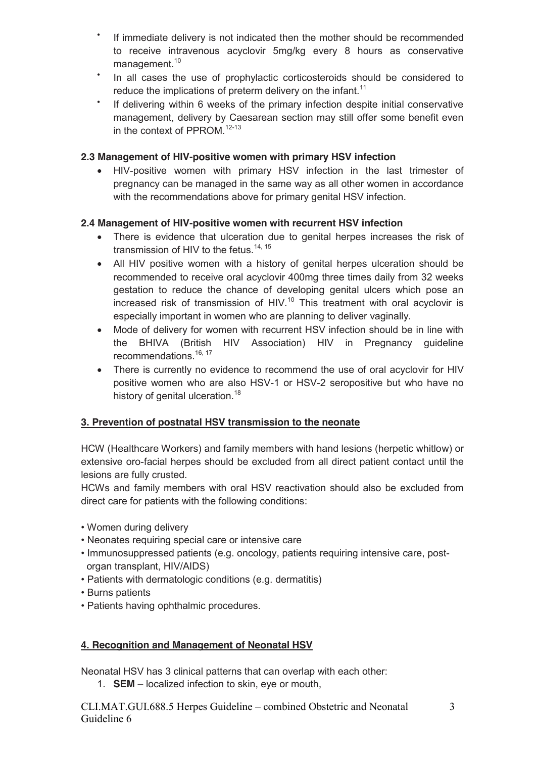- If immediate delivery is not indicated then the mother should be recommended to receive intravenous acyclovir 5mg/kg every 8 hours as conservative management.[10]
- In all cases the use of prophylactic corticosteroids should be considered to reduce the implications of preterm delivery on the infant.[11]
- If delivering within 6 weeks of the primary infection despite initial conservative management, delivery by Caesarean section may still offer some benefit even in the context of PPROM.[12-13]

### 2.3 Management of HIV-positive women with primary HSV infection

- HIV-positive women with primary HSV infection in the last trimester of pregnancy can be managed in the same way as all other women in accordance with the recommendations above for primary genital HSV infection.

### 2.4 Management of HIV-positive women with recurrent HSV infection

- There is evidence that ulceration due to genital herpes increases the risk of transmission of HIV to the fetus.[14, 15]
- All HIV positive women with a history of genital herpes ulceration should be recommended to receive oral acyclovir 400mg three times daily from 32 weeks gestation to reduce the chance of developing genital ulcers which pose an increased risk of transmission of HIV.[10] This treatment with oral acyclovir is especially important in women who are planning to deliver vaginally.
- Mode of delivery for women with recurrent HSV infection should be in line with the BHIVA (British HIV Association) HIV in Pregnancy guideline recommendations.[16, 17]
- There is currently no evidence to recommend the use of oral acyclovir for HIV positive women who are also HSV-1 or HSV-2 seropositive but who have no history of genital ulceration.[18]

## 3. Prevention of postnatal HSV transmission to the neonate

HCW (Healthcare Workers) and family members with hand lesions (herpetic whitlow) or extensive oro-facial herpes should be excluded from all direct patient contact until the lesions are fully crusted.

HCWs and family members with oral HSV reactivation should also be excluded from direct care for patients with the following conditions:

- Women during delivery
- Neonates requiring special care or intensive care
- Immunosuppressed patients (e.g. oncology, patients requiring intensive care, post-organ transplant, HIV/AIDS)
- Patients with dermatologic conditions (e.g. dermatitis)
- Burns patients
- Patients having ophthalmic procedures.

## 4. Recognition and Management of Neonatal HSV

Neonatal HSV has 3 clinical patterns that can overlap with each other:

1. **SEM** – localized infection to skin, eye or mouth,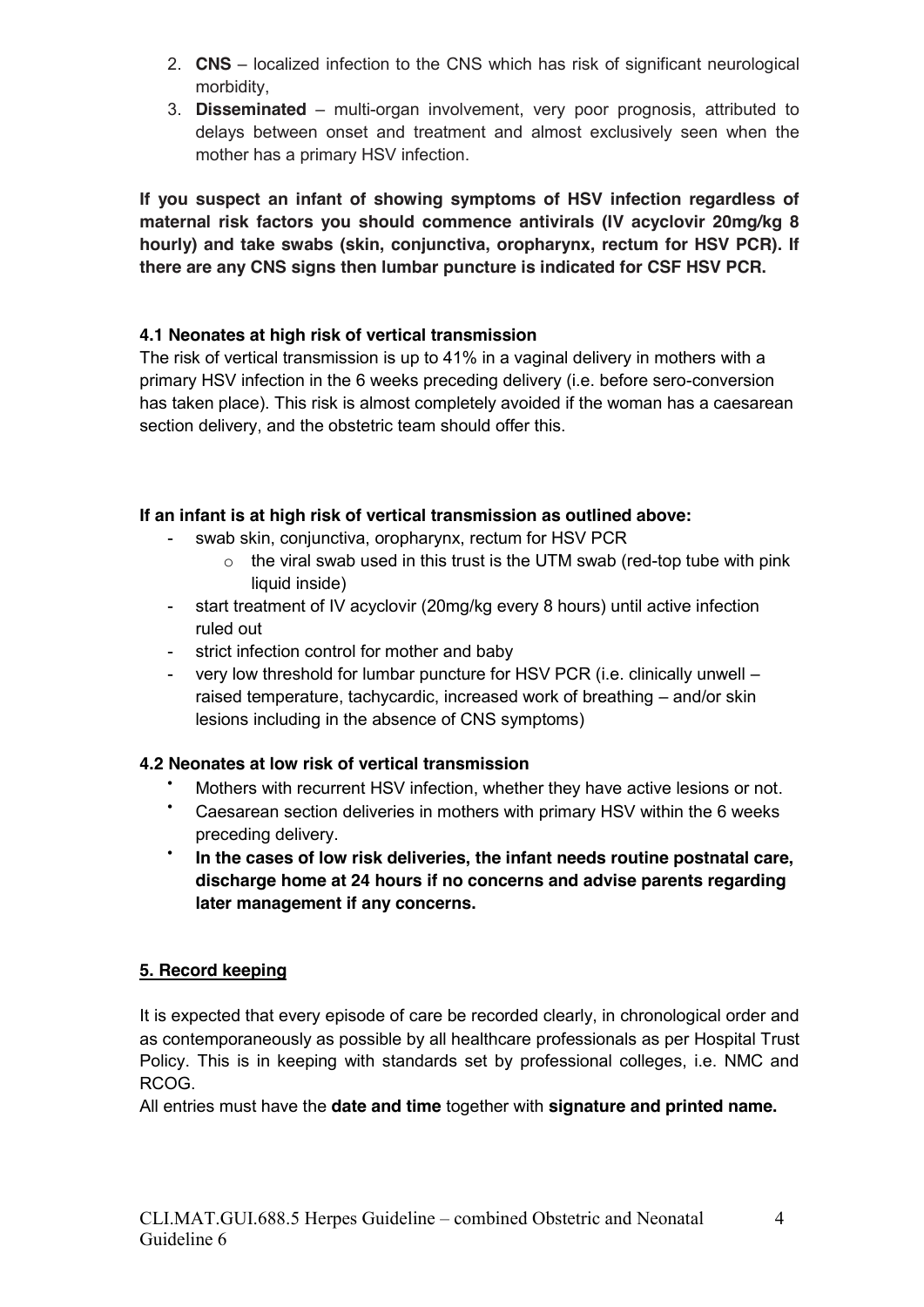2. **CNS** – localized infection to the CNS which has risk of significant neurological morbidity,
3. **Disseminated** – multi-organ involvement, very poor prognosis, attributed to delays between onset and treatment and almost exclusively seen when the mother has a primary HSV infection.

**If you suspect an infant of showing symptoms of HSV infection regardless of maternal risk factors you should commence antivirals (IV acyclovir 20mg/kg 8 hourly) and take swabs (skin, conjunctiva, oropharynx, rectum for HSV PCR). If there are any CNS signs then lumbar puncture is indicated for CSF HSV PCR.**

### 4.1 Neonates at high risk of vertical transmission

The risk of vertical transmission is up to 41% in a vaginal delivery in mothers with a primary HSV infection in the 6 weeks preceding delivery (i.e. before sero-conversion has taken place). This risk is almost completely avoided if the woman has a caesarean section delivery, and the obstetric team should offer this.

**If an infant is at high risk of vertical transmission as outlined above:**

- swab skin, conjunctiva, oropharynx, rectum for HSV PCR
  - the viral swab used in this trust is the UTM swab (red-top tube with pink liquid inside)
- start treatment of IV acyclovir (20mg/kg every 8 hours) until active infection ruled out
- strict infection control for mother and baby
- very low threshold for lumbar puncture for HSV PCR (i.e. clinically unwell – raised temperature, tachycardic, increased work of breathing – and/or skin lesions including in the absence of CNS symptoms)

### 4.2 Neonates at low risk of vertical transmission

- Mothers with recurrent HSV infection, whether they have active lesions or not.
- Caesarean section deliveries in mothers with primary HSV within the 6 weeks preceding delivery.
- **In the cases of low risk deliveries, the infant needs routine postnatal care, discharge home at 24 hours if no concerns and advise parents regarding later management if any concerns.**

## 5. Record keeping

It is expected that every episode of care be recorded clearly, in chronological order and as contemporaneously as possible by all healthcare professionals as per Hospital Trust Policy. This is in keeping with standards set by professional colleges, i.e. NMC and RCOG.

All entries must have the **date and time** together with **signature and printed name.**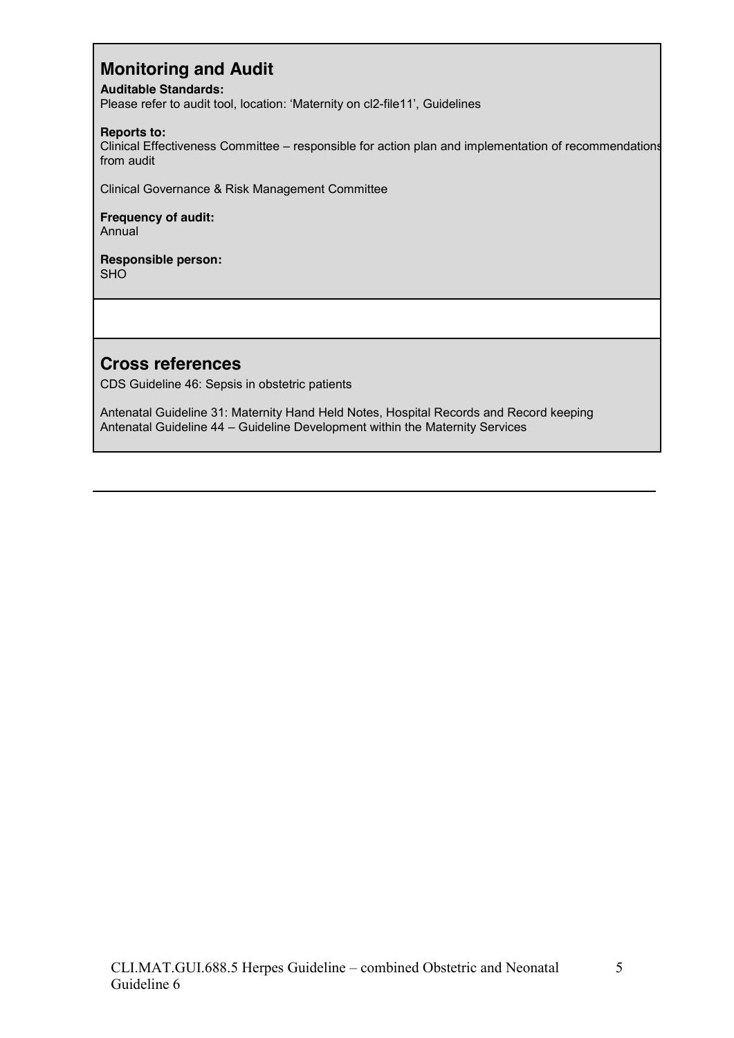## Monitoring and Audit

**Auditable Standards:**
Please refer to audit tool, location: 'Maternity on cl2-file11', Guidelines

**Reports to:**
Clinical Effectiveness Committee – responsible for action plan and implementation of recommendations from audit

Clinical Governance & Risk Management Committee

**Frequency of audit:**
Annual

**Responsible person:**
SHO

## Cross references

CDS Guideline 46: Sepsis in obstetric patients

Antenatal Guideline 31: Maternity Hand Held Notes, Hospital Records and Record keeping
Antenatal Guideline 44 – Guideline Development within the Maternity Services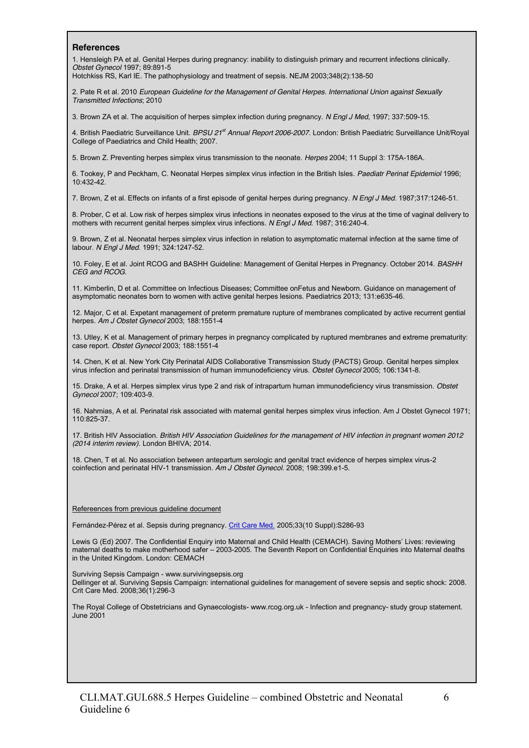### References

1. Hensleigh PA et al. Genital Herpes during pregnancy: inability to distinguish primary and recurrent infections clinically. *Obstet Gynecol* 1997; 89:891-5
Hotchkiss RS, Karl IE. The pathophysiology and treatment of sepsis. NEJM 2003;348(2):138-50

2. Pate R et al. 2010 *European Guideline for the Management of Genital Herpes. International Union against Sexually Transmitted Infections*; 2010

3. Brown ZA et al. The acquisition of herpes simplex infection during pregnancy. *N Engl J Med*, 1997; 337:509-15.

4. British Paediatric Surveillance Unit. *BPSU 21st Annual Report 2006-2007*. London: British Paediatric Surveillance Unit/Royal College of Paediatrics and Child Health; 2007.

5. Brown Z. Preventing herpes simplex virus transmission to the neonate. *Herpes* 2004; 11 Suppl 3: 175A-186A.

6. Tookey, P and Peckham, C. Neonatal Herpes simplex virus infection in the British Isles. *Paediatr Perinat Epidemiol* 1996; 10:432-42.

7. Brown, Z et al. Effects on infants of a first episode of genital herpes during pregnancy. *N Engl J Med.* 1987;317:1246-51.

8. Prober, C et al. Low risk of herpes simplex virus infections in neonates exposed to the virus at the time of vaginal delivery to mothers with recurrent genital herpes simplex virus infections. *N Engl J Med.* 1987; 316:240-4.

9. Brown, Z et al. Neonatal herpes simplex virus infection in relation to asymptomatic maternal infection at the same time of labour. *N Engl J Med.* 1991; 324:1247-52.

10. Foley, E et al. Joint RCOG and BASHH Guideline: Management of Genital Herpes in Pregnancy. October 2014. *BASHH CEG and RCOG.*

11. Kimberlin, D et al. Committee on Infectious Diseases; Committee onFetus and Newborn. Guidance on management of asymptomatic neonates born to women with active genital herpes lesions. Paediatrics 2013; 131:e635-46.

12. Major, C et al. Expetant management of preterm premature rupture of membranes complicated by active recurrent gential herpes. *Am J Obstet Gynecol* 2003; 188:1551-4

13. Utley, K et al. Management of primary herpes in pregnancy complicated by ruptured membranes and extreme prematurity: case report. *Obstet Gynecol* 2003; 188:1551-4

14. Chen, K et al. New York City Perinatal AIDS Collaborative Transmission Study (PACTS) Group. Genital herpes simplex virus infection and perinatal transmission of human immunodeficiency virus. *Obstet Gynecol* 2005; 106:1341-8.

15. Drake, A et al. Herpes simplex virus type 2 and risk of intrapartum human immunodeficiency virus transmission. *Obstet Gynecol* 2007; 109:403-9.

16. Nahmias, A et al. Perinatal risk associated with maternal genital herpes simplex virus infection. Am J Obstet Gynecol 1971; 110:825-37.

17. British HIV Association. *British HIV Association Guidelines for the management of HIV infection in pregnant women 2012 (2014 interim review).* London BHIVA; 2014.

18. Chen, T et al. No association between antepartum serologic and genital tract evidence of herpes simplex virus-2 coinfection and perinatal HIV-1 transmission. *Am J Obstet Gynecol.* 2008; 198:399.e1-5.

Refereences from previous guideline document

Fernández-Pérez et al. Sepsis during pregnancy. Crit Care Med. 2005;33(10 Suppl):S286-93

Lewis G (Ed) 2007. The Confidential Enquiry into Maternal and Child Health (CEMACH). Saving Mothers' Lives: reviewing maternal deaths to make motherhood safer – 2003-2005. The Seventh Report on Confidential Enquiries into Maternal deaths in the United Kingdom. London: CEMACH

Surviving Sepsis Campaign - www.survivingsepsis.org
Dellinger et al. Surviving Sepsis Campaign: international guidelines for management of severe sepsis and septic shock: 2008. Crit Care Med. 2008;36(1):296-3

The Royal College of Obstetricians and Gynaecologists- www.rcog.org.uk - Infection and pregnancy- study group statement. June 2001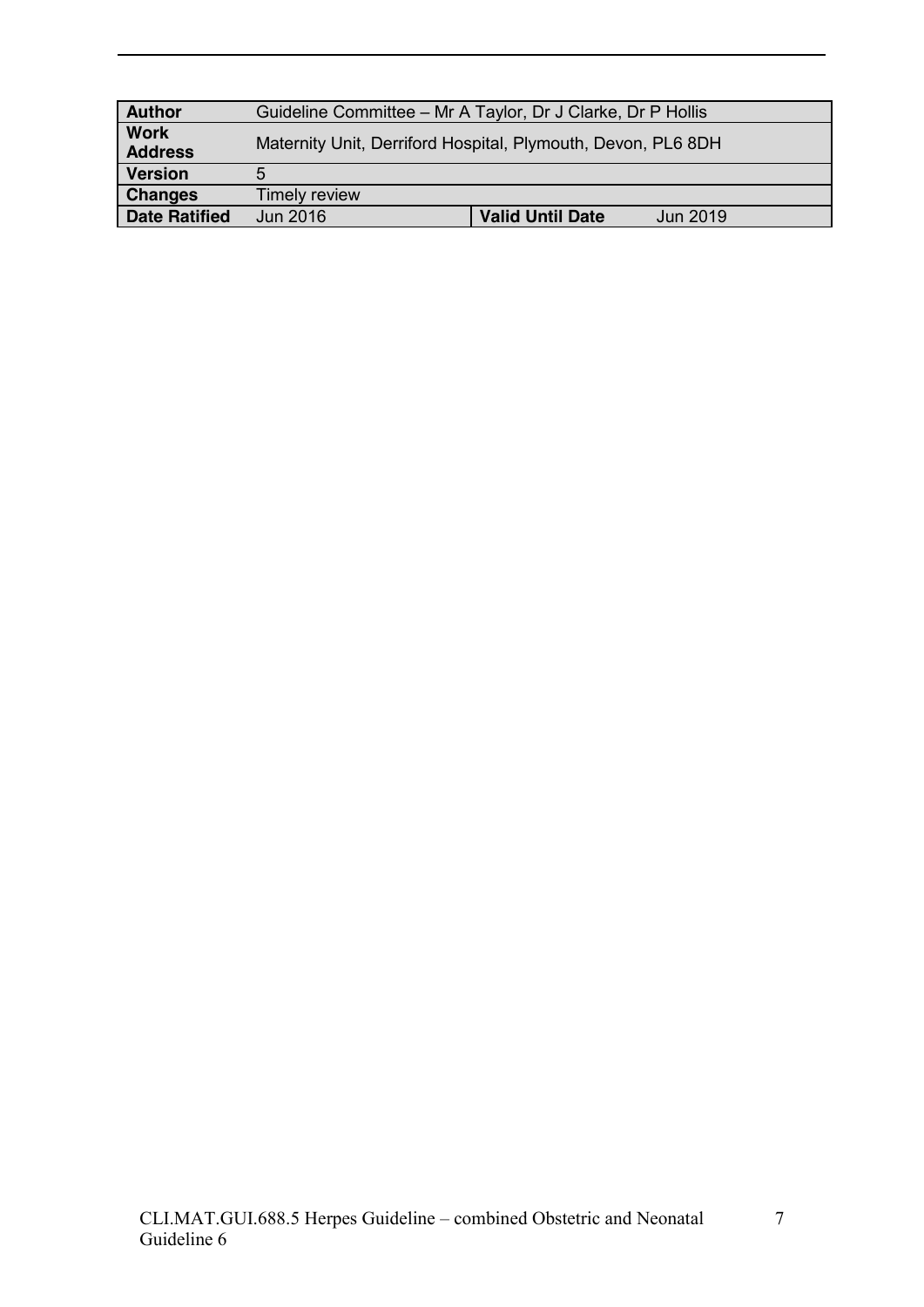| Author | Guideline Committee – Mr A Taylor, Dr J Clarke, Dr P Hollis | | |
|---|---|---|---|
| Work Address | Maternity Unit, Derriford Hospital, Plymouth, Devon, PL6 8DH | | |
| Version | 5 | | |
| Changes | Timely review | | |
| Date Ratified | Jun 2016 | Valid Until Date | Jun 2019 |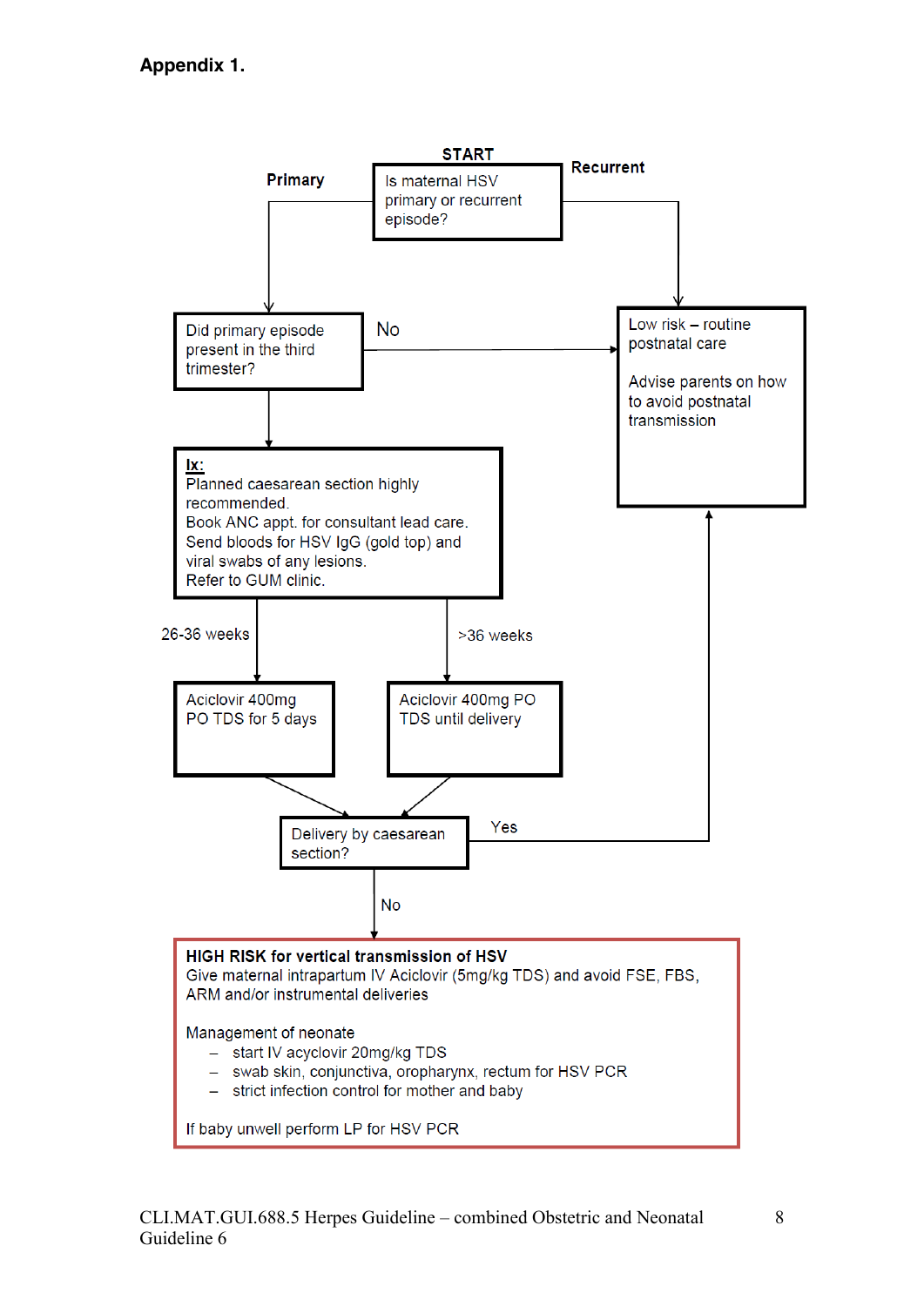## Appendix 1.

**START**

Is maternal HSV primary or recurrent episode?

- **Primary** → Did primary episode present in the third trimester?
  - **No** → Low risk – routine postnatal care. Advise parents on how to avoid postnatal transmission
  - (Yes) →

    **Ix:**
    Planned caesarean section highly recommended.
    Book ANC appt. for consultant lead care.
    Send bloods for HSV IgG (gold top) and viral swabs of any lesions.
    Refer to GUM clinic.

    - 26-36 weeks → Aciclovir 400mg PO TDS for 5 days
    - >36 weeks → Aciclovir 400mg PO TDS until delivery

    → Delivery by caesarean section?
    - **Yes** → Low risk – routine postnatal care. Advise parents on how to avoid postnatal transmission
    - **No** →

      **HIGH RISK for vertical transmission of HSV**
      Give maternal intrapartum IV Aciclovir (5mg/kg TDS) and avoid FSE, FBS, ARM and/or instrumental deliveries

      Management of neonate
      - start IV acyclovir 20mg/kg TDS
      - swab skin, conjunctiva, oropharynx, rectum for HSV PCR
      - strict infection control for mother and baby

      If baby unwell perform LP for HSV PCR

- **Recurrent** → Low risk – routine postnatal care

  Advise parents on how to avoid postnatal transmission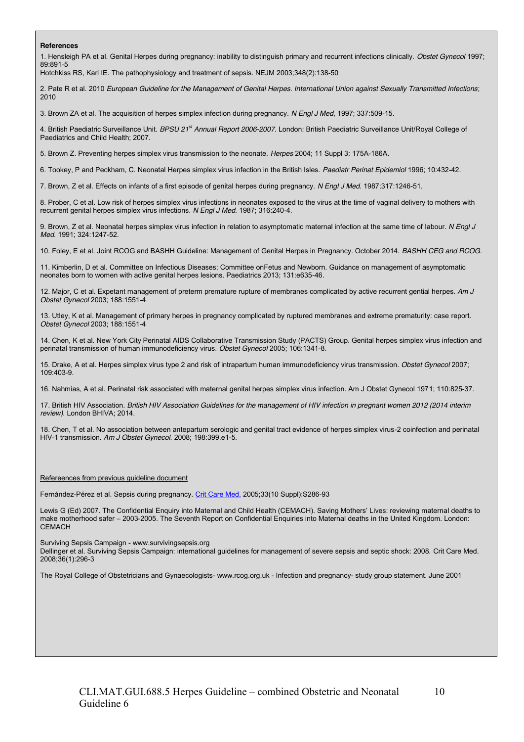**References**

1. Hensleigh PA et al. Genital Herpes during pregnancy: inability to distinguish primary and recurrent infections clinically. *Obstet Gynecol* 1997; 89:891-5
Hotchkiss RS, Karl IE. The pathophysiology and treatment of sepsis. NEJM 2003;348(2):138-50

2. Pate R et al. 2010 *European Guideline for the Management of Genital Herpes. International Union against Sexually Transmitted Infections*; 2010

3. Brown ZA et al. The acquisition of herpes simplex infection during pregnancy. *N Engl J Med*, 1997; 337:509-15.

4. British Paediatric Surveillance Unit. *BPSU 21st Annual Report 2006-2007*. London: British Paediatric Surveillance Unit/Royal College of Paediatrics and Child Health; 2007.

5. Brown Z. Preventing herpes simplex virus transmission to the neonate. *Herpes* 2004; 11 Suppl 3: 175A-186A.

6. Tookey, P and Peckham, C. Neonatal Herpes simplex virus infection in the British Isles. *Paediatr Perinat Epidemiol* 1996; 10:432-42.

7. Brown, Z et al. Effects on infants of a first episode of genital herpes during pregnancy. *N Engl J Med.* 1987;317:1246-51.

8. Prober, C et al. Low risk of herpes simplex virus infections in neonates exposed to the virus at the time of vaginal delivery to mothers with recurrent genital herpes simplex virus infections. *N Engl J Med.* 1987; 316:240-4.

9. Brown, Z et al. Neonatal herpes simplex virus infection in relation to asymptomatic maternal infection at the same time of labour. *N Engl J Med.* 1991; 324:1247-52.

10. Foley, E et al. Joint RCOG and BASHH Guideline: Management of Genital Herpes in Pregnancy. October 2014. *BASHH CEG and RCOG*.

11. Kimberlin, D et al. Committee on Infectious Diseases; Committee onFetus and Newborn. Guidance on management of asymptomatic neonates born to women with active genital herpes lesions. Paediatrics 2013; 131:e635-46.

12. Major, C et al. Expetant management of preterm premature rupture of membranes complicated by active recurrent gential herpes. *Am J Obstet Gynecol* 2003; 188:1551-4

13. Utley, K et al. Management of primary herpes in pregnancy complicated by ruptured membranes and extreme prematurity: case report. *Obstet Gynecol* 2003; 188:1551-4

14. Chen, K et al. New York City Perinatal AIDS Collaborative Transmission Study (PACTS) Group. Genital herpes simplex virus infection and perinatal transmission of human immunodeficiency virus. *Obstet Gynecol* 2005; 106:1341-8.

15. Drake, A et al. Herpes simplex virus type 2 and risk of intrapartum human immunodeficiency virus transmission. *Obstet Gynecol* 2007; 109:403-9.

16. Nahmias, A et al. Perinatal risk associated with maternal genital herpes simplex virus infection. Am J Obstet Gynecol 1971; 110:825-37.

17. British HIV Association. *British HIV Association Guidelines for the management of HIV infection in pregnant women 2012 (2014 interim review).* London BHIVA; 2014.

18. Chen, T et al. No association between antepartum serologic and genital tract evidence of herpes simplex virus-2 coinfection and perinatal HIV-1 transmission. *Am J Obstet Gynecol.* 2008; 198:399.e1-5.

Refereences from previous guideline document

Fernández-Pérez et al. Sepsis during pregnancy. Crit Care Med. 2005;33(10 Suppl):S286-93

Lewis G (Ed) 2007. The Confidential Enquiry into Maternal and Child Health (CEMACH). Saving Mothers' Lives: reviewing maternal deaths to make motherhood safer – 2003-2005. The Seventh Report on Confidential Enquiries into Maternal deaths in the United Kingdom. London: CEMACH

Surviving Sepsis Campaign - www.survivingsepsis.org
Dellinger et al. Surviving Sepsis Campaign: international guidelines for management of severe sepsis and septic shock: 2008. Crit Care Med. 2008;36(1):296-3

The Royal College of Obstetricians and Gynaecologists- www.rcog.org.uk - Infection and pregnancy- study group statement. June 2001